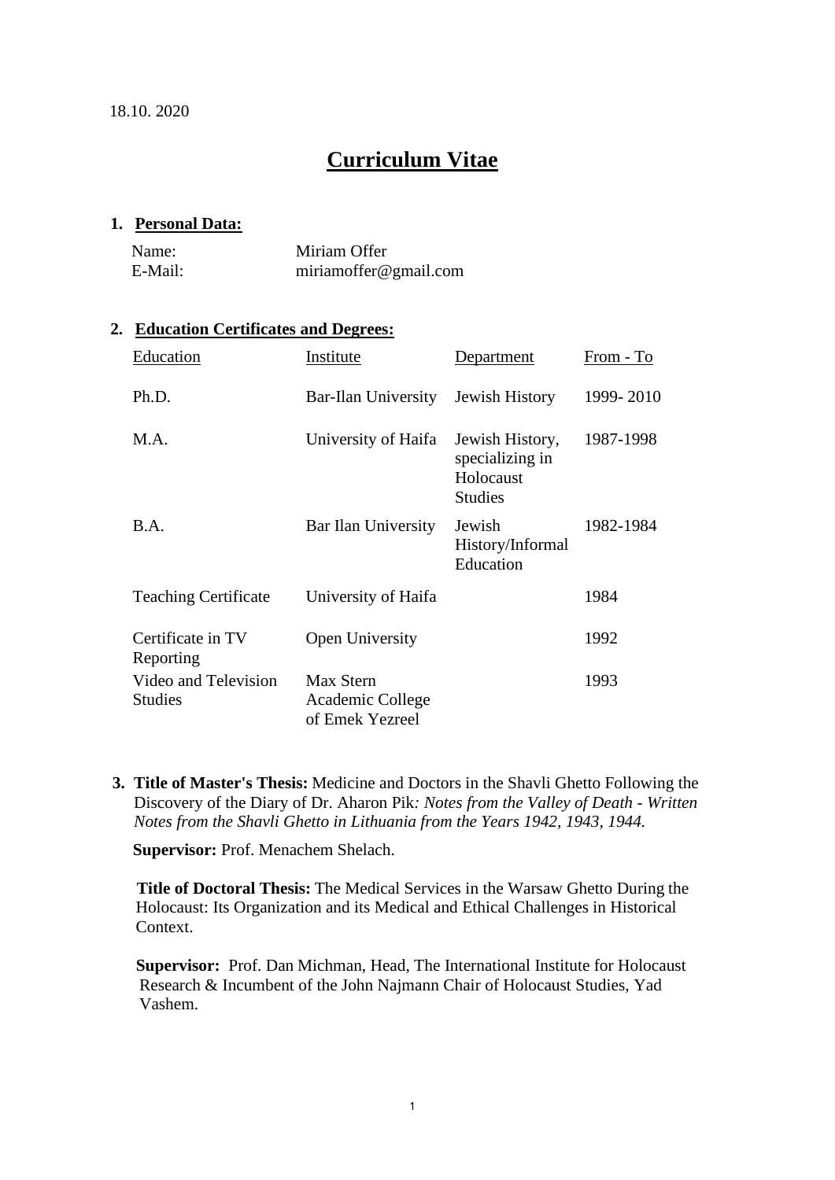18.10. 2020

# Curriculum Vitae

## 1. Personal Data:

| | |
|---|---|
| Name: | Miriam Offer |
| E-Mail: | miriamoffer@gmail.com |

## 2. Education Certificates and Degrees:

| Education | Institute | Department | From - To |
|---|---|---|---|
| Ph.D. | Bar-Ilan University | Jewish History | 1999- 2010 |
| M.A. | University of Haifa | Jewish History, specializing in Holocaust Studies | 1987-1998 |
| B.A. | Bar Ilan University | Jewish History/Informal Education | 1982-1984 |
| Teaching Certificate | University of Haifa | | 1984 |
| Certificate in TV Reporting | Open University | | 1992 |
| Video and Television Studies | Max Stern Academic College of Emek Yezreel | | 1993 |

**3. Title of Master's Thesis:** Medicine and Doctors in the Shavli Ghetto Following the Discovery of the Diary of Dr. Aharon Pik*: Notes from the Valley of Death - Written Notes from the Shavli Ghetto in Lithuania from the Years 1942, 1943, 1944.*

**Supervisor:** Prof. Menachem Shelach.

**Title of Doctoral Thesis:** The Medical Services in the Warsaw Ghetto During the Holocaust: Its Organization and its Medical and Ethical Challenges in Historical Context.

**Supervisor:** Prof. Dan Michman, Head, The International Institute for Holocaust Research & Incumbent of the John Najmann Chair of Holocaust Studies, Yad Vashem.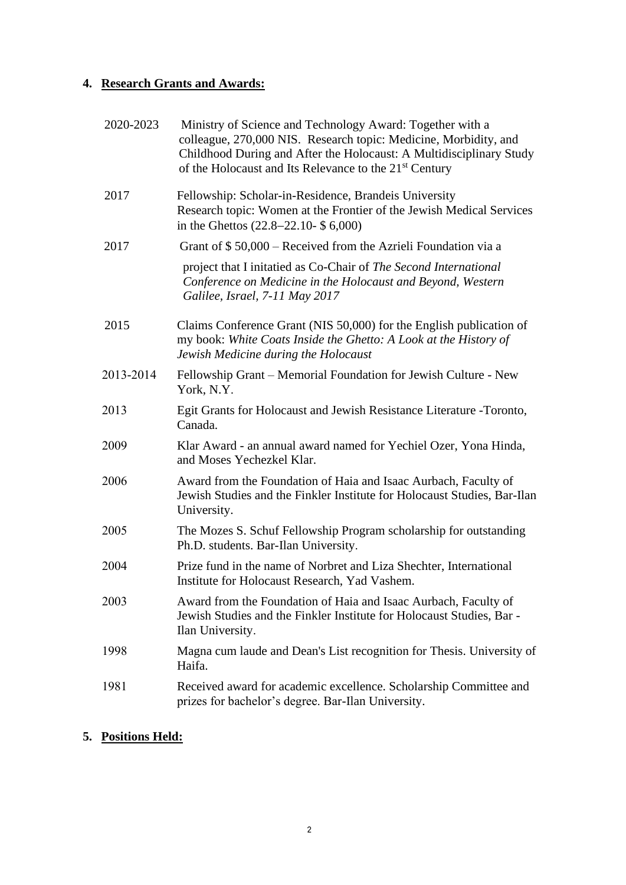## 4. Research Grants and Awards:

| | |
|---|---|
| 2020-2023 | Ministry of Science and Technology Award: Together with a colleague, 270,000 NIS. Research topic: Medicine, Morbidity, and Childhood During and After the Holocaust: A Multidisciplinary Study of the Holocaust and Its Relevance to the 21st Century |
| 2017 | Fellowship: Scholar-in-Residence, Brandeis University Research topic: Women at the Frontier of the Jewish Medical Services in the Ghettos (22.8–22.10- $ 6,000) |
| 2017 | Grant of $ 50,000 – Received from the Azrieli Foundation via a project that I initatied as Co-Chair of *The Second International Conference on Medicine in the Holocaust and Beyond, Western Galilee, Israel, 7-11 May 2017* |
| 2015 | Claims Conference Grant (NIS 50,000) for the English publication of my book: *White Coats Inside the Ghetto: A Look at the History of Jewish Medicine during the Holocaust* |
| 2013-2014 | Fellowship Grant – Memorial Foundation for Jewish Culture - New York, N.Y. |
| 2013 | Egit Grants for Holocaust and Jewish Resistance Literature -Toronto, Canada. |
| 2009 | Klar Award - an annual award named for Yechiel Ozer, Yona Hinda, and Moses Yechezkel Klar. |
| 2006 | Award from the Foundation of Haia and Isaac Aurbach, Faculty of Jewish Studies and the Finkler Institute for Holocaust Studies, Bar-Ilan University. |
| 2005 | The Mozes S. Schuf Fellowship Program scholarship for outstanding Ph.D. students. Bar-Ilan University. |
| 2004 | Prize fund in the name of Norbret and Liza Shechter, International Institute for Holocaust Research, Yad Vashem. |
| 2003 | Award from the Foundation of Haia and Isaac Aurbach, Faculty of Jewish Studies and the Finkler Institute for Holocaust Studies, Bar - Ilan University. |
| 1998 | Magna cum laude and Dean's List recognition for Thesis. University of Haifa. |
| 1981 | Received award for academic excellence. Scholarship Committee and prizes for bachelor's degree. Bar-Ilan University. |

## 5. Positions Held: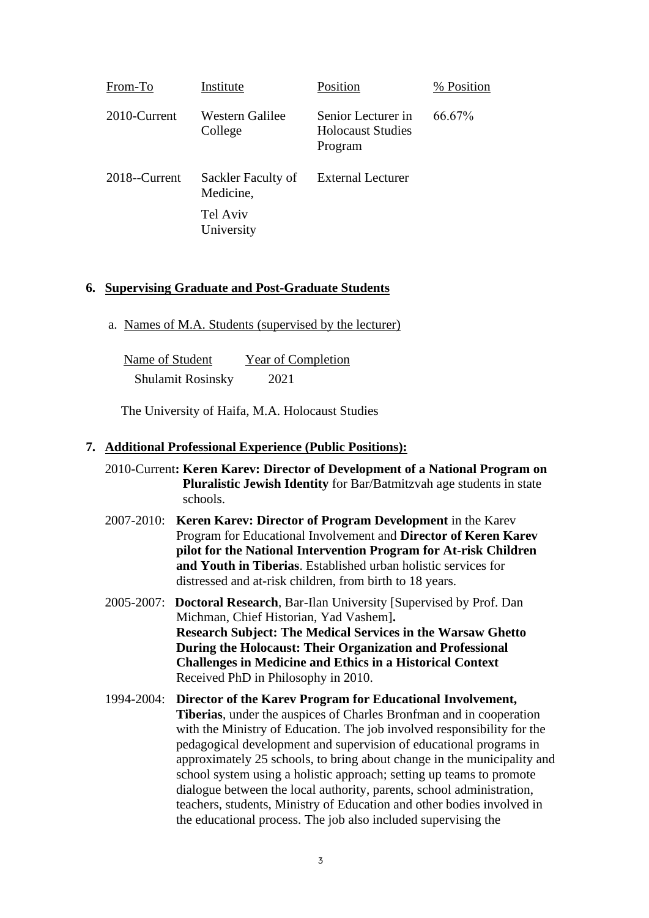| From-To | Institute | Position | % Position |
|---|---|---|---|
| 2010-Current | Western Galilee College | Senior Lecturer in Holocaust Studies Program | 66.67% |
| 2018--Current | Sackler Faculty of Medicine,<br>Tel Aviv University | External Lecturer | |

**6. Supervising Graduate and Post-Graduate Students**

a. Names of M.A. Students (supervised by the lecturer)

| Name of Student | Year of Completion |
|---|---|
| Shulamit Rosinsky | 2021 |

The University of Haifa, M.A. Holocaust Studies

**7. Additional Professional Experience (Public Positions):**

2010-Current**: Keren Karev: Director of Development of a National Program on Pluralistic Jewish Identity** for Bar/Batmitzvah age students in state schools.

2007-2010: **Keren Karev: Director of Program Development** in the Karev Program for Educational Involvement and **Director of Keren Karev pilot for the National Intervention Program for At-risk Children and Youth in Tiberias**. Established urban holistic services for distressed and at-risk children, from birth to 18 years.

2005-2007: **Doctoral Research**, Bar-Ilan University [Supervised by Prof. Dan Michman, Chief Historian, Yad Vashem]**.** **Research Subject: The Medical Services in the Warsaw Ghetto During the Holocaust: Their Organization and Professional Challenges in Medicine and Ethics in a Historical Context** Received PhD in Philosophy in 2010.

1994-2004: **Director of the Karev Program for Educational Involvement, Tiberias**, under the auspices of Charles Bronfman and in cooperation with the Ministry of Education. The job involved responsibility for the pedagogical development and supervision of educational programs in approximately 25 schools, to bring about change in the municipality and school system using a holistic approach; setting up teams to promote dialogue between the local authority, parents, school administration, teachers, students, Ministry of Education and other bodies involved in the educational process. The job also included supervising the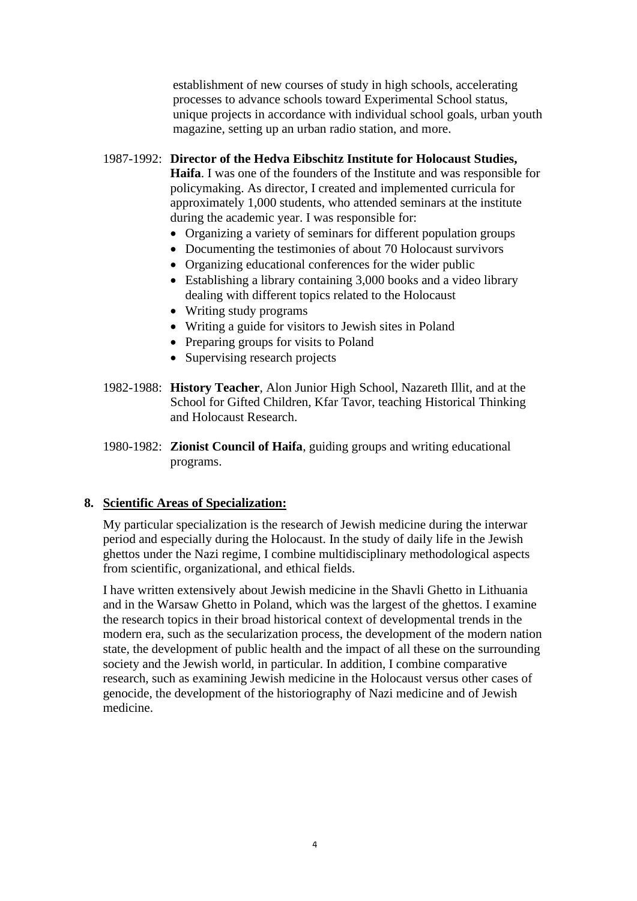establishment of new courses of study in high schools, accelerating processes to advance schools toward Experimental School status, unique projects in accordance with individual school goals, urban youth magazine, setting up an urban radio station, and more.

1987-1992: **Director of the Hedva Eibschitz Institute for Holocaust Studies, Haifa**. I was one of the founders of the Institute and was responsible for policymaking. As director, I created and implemented curricula for approximately 1,000 students, who attended seminars at the institute during the academic year. I was responsible for:

- Organizing a variety of seminars for different population groups
- Documenting the testimonies of about 70 Holocaust survivors
- Organizing educational conferences for the wider public
- Establishing a library containing 3,000 books and a video library dealing with different topics related to the Holocaust
- Writing study programs
- Writing a guide for visitors to Jewish sites in Poland
- Preparing groups for visits to Poland
- Supervising research projects

1982-1988: **History Teacher**, Alon Junior High School, Nazareth Illit, and at the School for Gifted Children, Kfar Tavor, teaching Historical Thinking and Holocaust Research.

1980-1982: **Zionist Council of Haifa**, guiding groups and writing educational programs.

## 8. Scientific Areas of Specialization:

My particular specialization is the research of Jewish medicine during the interwar period and especially during the Holocaust. In the study of daily life in the Jewish ghettos under the Nazi regime, I combine multidisciplinary methodological aspects from scientific, organizational, and ethical fields.

I have written extensively about Jewish medicine in the Shavli Ghetto in Lithuania and in the Warsaw Ghetto in Poland, which was the largest of the ghettos. I examine the research topics in their broad historical context of developmental trends in the modern era, such as the secularization process, the development of the modern nation state, the development of public health and the impact of all these on the surrounding society and the Jewish world, in particular. In addition, I combine comparative research, such as examining Jewish medicine in the Holocaust versus other cases of genocide, the development of the historiography of Nazi medicine and of Jewish medicine.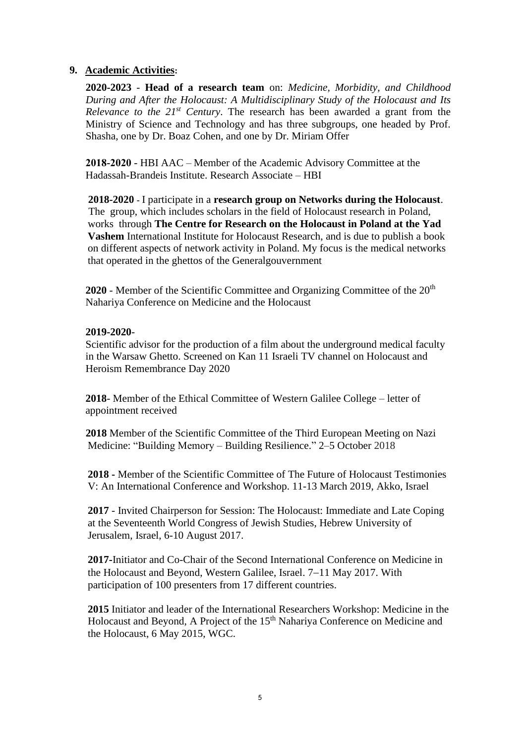## 9. Academic Activities:

**2020-2023** - **Head of a research team** on: *Medicine, Morbidity, and Childhood During and After the Holocaust: A Multidisciplinary Study of the Holocaust and Its Relevance to the 21st Century*. The research has been awarded a grant from the Ministry of Science and Technology and has three subgroups, one headed by Prof. Shasha, one by Dr. Boaz Cohen, and one by Dr. Miriam Offer

**2018-2020** - HBI AAC – Member of the Academic Advisory Committee at the Hadassah-Brandeis Institute. Research Associate – HBI

**2018-2020** - I participate in a **research group on Networks during the Holocaust**. The group, which includes scholars in the field of Holocaust research in Poland, works through **The Centre for Research on the Holocaust in Poland at the Yad Vashem** International Institute for Holocaust Research, and is due to publish a book on different aspects of network activity in Poland. My focus is the medical networks that operated in the ghettos of the Generalgouvernment

**2020** - Member of the Scientific Committee and Organizing Committee of the 20th Nahariya Conference on Medicine and the Holocaust

**2019-2020**-
Scientific advisor for the production of a film about the underground medical faculty in the Warsaw Ghetto. Screened on Kan 11 Israeli TV channel on Holocaust and Heroism Remembrance Day 2020

**2018**- Member of the Ethical Committee of Western Galilee College – letter of appointment received

**2018** Member of the Scientific Committee of the Third European Meeting on Nazi Medicine: "Building Memory – Building Resilience." 2–5 October 2018

**2018 -** Member of the Scientific Committee of The Future of Holocaust Testimonies V: An International Conference and Workshop. 11-13 March 2019, Akko, Israel

**2017** - Invited Chairperson for Session: The Holocaust: Immediate and Late Coping at the Seventeenth World Congress of Jewish Studies, Hebrew University of Jerusalem, Israel, 6-10 August 2017.

**2017**-Initiator and Co-Chair of the Second International Conference on Medicine in the Holocaust and Beyond, Western Galilee, Israel. 7–11 May 2017. With participation of 100 presenters from 17 different countries.

**2015** Initiator and leader of the International Researchers Workshop: Medicine in the Holocaust and Beyond, A Project of the 15th Nahariya Conference on Medicine and the Holocaust, 6 May 2015, WGC.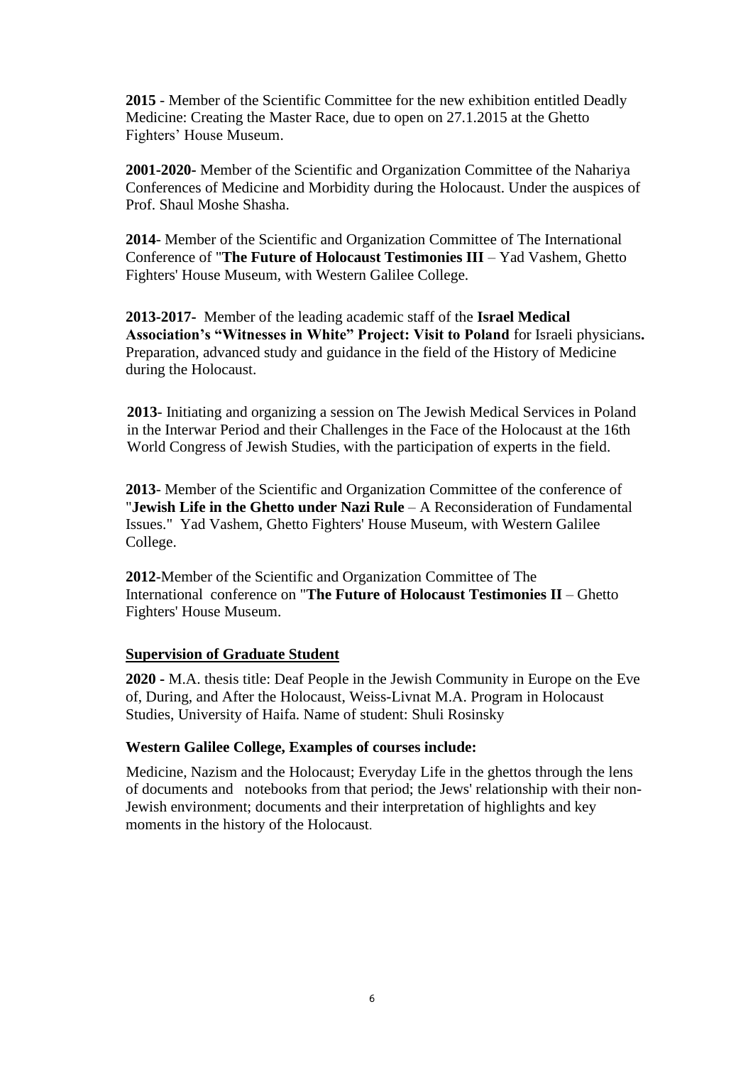**2015** - Member of the Scientific Committee for the new exhibition entitled Deadly Medicine: Creating the Master Race, due to open on 27.1.2015 at the Ghetto Fighters' House Museum.

**2001-2020-** Member of the Scientific and Organization Committee of the Nahariya Conferences of Medicine and Morbidity during the Holocaust. Under the auspices of Prof. Shaul Moshe Shasha.

**2014**- Member of the Scientific and Organization Committee of The International Conference of "**The Future of Holocaust Testimonies III** – Yad Vashem, Ghetto Fighters' House Museum, with Western Galilee College.

**2013-2017-** Member of the leading academic staff of the **Israel Medical Association's "Witnesses in White" Project: Visit to Poland** for Israeli physicians**.** Preparation, advanced study and guidance in the field of the History of Medicine during the Holocaust.

**2013**- Initiating and organizing a session on The Jewish Medical Services in Poland in the Interwar Period and their Challenges in the Face of the Holocaust at the 16th World Congress of Jewish Studies, with the participation of experts in the field.

**2013**- Member of the Scientific and Organization Committee of the conference of "**Jewish Life in the Ghetto under Nazi Rule** – A Reconsideration of Fundamental Issues." Yad Vashem, Ghetto Fighters' House Museum, with Western Galilee College.

**2012**-Member of the Scientific and Organization Committee of The International conference on "**The Future of Holocaust Testimonies II** – Ghetto Fighters' House Museum.

**<u>Supervision of Graduate Student</u>**

**2020 -** M.A. thesis title: Deaf People in the Jewish Community in Europe on the Eve of, During, and After the Holocaust, Weiss-Livnat M.A. Program in Holocaust Studies, University of Haifa. Name of student: Shuli Rosinsky

**Western Galilee College, Examples of courses include:**

Medicine, Nazism and the Holocaust; Everyday Life in the ghettos through the lens of documents and notebooks from that period; the Jews' relationship with their non-Jewish environment; documents and their interpretation of highlights and key moments in the history of the Holocaust.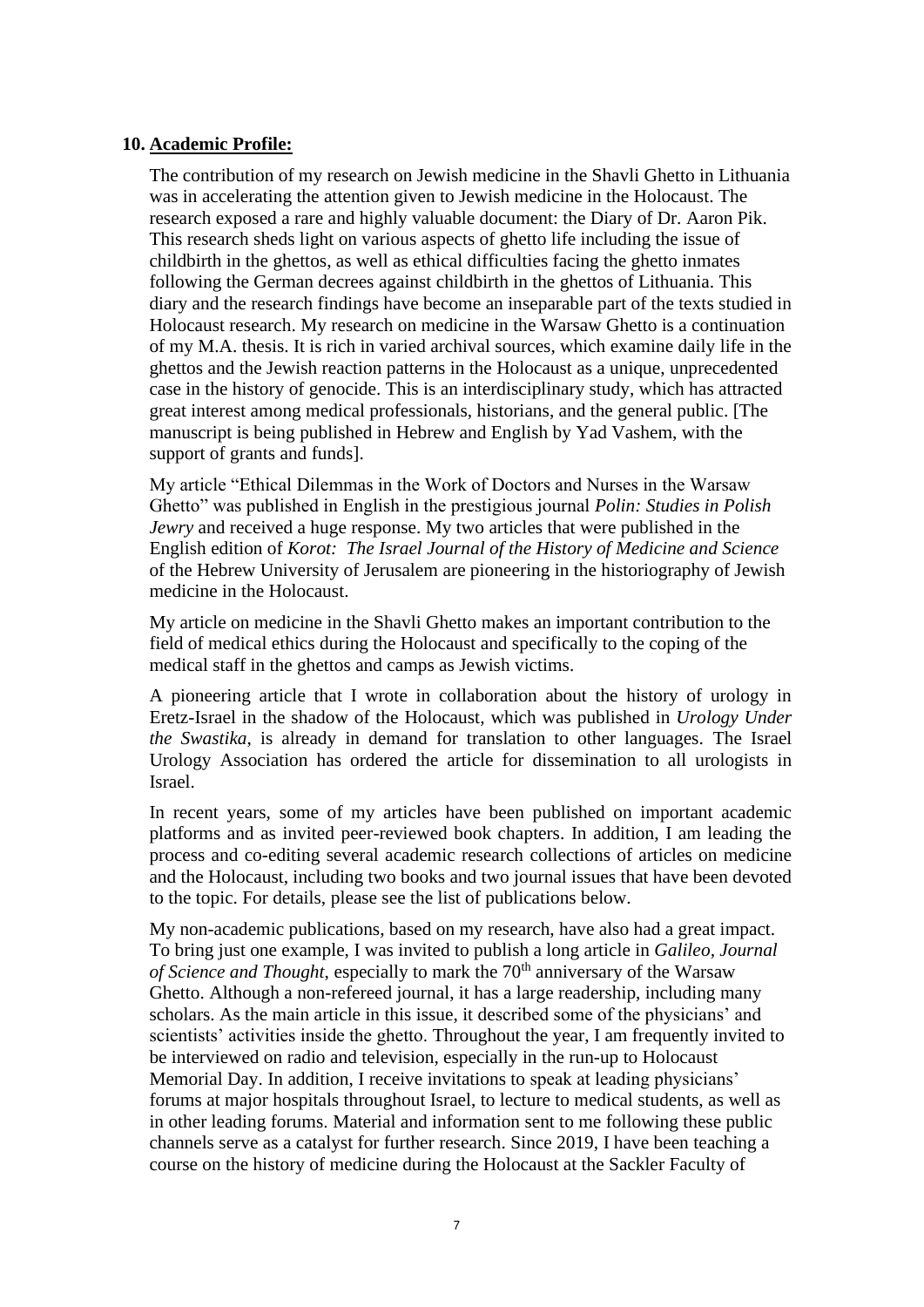## 10. Academic Profile:

The contribution of my research on Jewish medicine in the Shavli Ghetto in Lithuania was in accelerating the attention given to Jewish medicine in the Holocaust. The research exposed a rare and highly valuable document: the Diary of Dr. Aaron Pik. This research sheds light on various aspects of ghetto life including the issue of childbirth in the ghettos, as well as ethical difficulties facing the ghetto inmates following the German decrees against childbirth in the ghettos of Lithuania. This diary and the research findings have become an inseparable part of the texts studied in Holocaust research. My research on medicine in the Warsaw Ghetto is a continuation of my M.A. thesis. It is rich in varied archival sources, which examine daily life in the ghettos and the Jewish reaction patterns in the Holocaust as a unique, unprecedented case in the history of genocide. This is an interdisciplinary study, which has attracted great interest among medical professionals, historians, and the general public. [The manuscript is being published in Hebrew and English by Yad Vashem, with the support of grants and funds].

My article "Ethical Dilemmas in the Work of Doctors and Nurses in the Warsaw Ghetto" was published in English in the prestigious journal *Polin: Studies in Polish Jewry* and received a huge response. My two articles that were published in the English edition of *Korot: The Israel Journal of the History of Medicine and Science* of the Hebrew University of Jerusalem are pioneering in the historiography of Jewish medicine in the Holocaust.

My article on medicine in the Shavli Ghetto makes an important contribution to the field of medical ethics during the Holocaust and specifically to the coping of the medical staff in the ghettos and camps as Jewish victims.

A pioneering article that I wrote in collaboration about the history of urology in Eretz-Israel in the shadow of the Holocaust, which was published in *Urology Under the Swastika*, is already in demand for translation to other languages. The Israel Urology Association has ordered the article for dissemination to all urologists in Israel.

In recent years, some of my articles have been published on important academic platforms and as invited peer-reviewed book chapters. In addition, I am leading the process and co-editing several academic research collections of articles on medicine and the Holocaust, including two books and two journal issues that have been devoted to the topic. For details, please see the list of publications below.

My non-academic publications, based on my research, have also had a great impact. To bring just one example, I was invited to publish a long article in *Galileo, Journal of Science and Thought*, especially to mark the 70th anniversary of the Warsaw Ghetto. Although a non-refereed journal, it has a large readership, including many scholars. As the main article in this issue, it described some of the physicians' and scientists' activities inside the ghetto. Throughout the year, I am frequently invited to be interviewed on radio and television, especially in the run-up to Holocaust Memorial Day. In addition, I receive invitations to speak at leading physicians' forums at major hospitals throughout Israel, to lecture to medical students, as well as in other leading forums. Material and information sent to me following these public channels serve as a catalyst for further research. Since 2019, I have been teaching a course on the history of medicine during the Holocaust at the Sackler Faculty of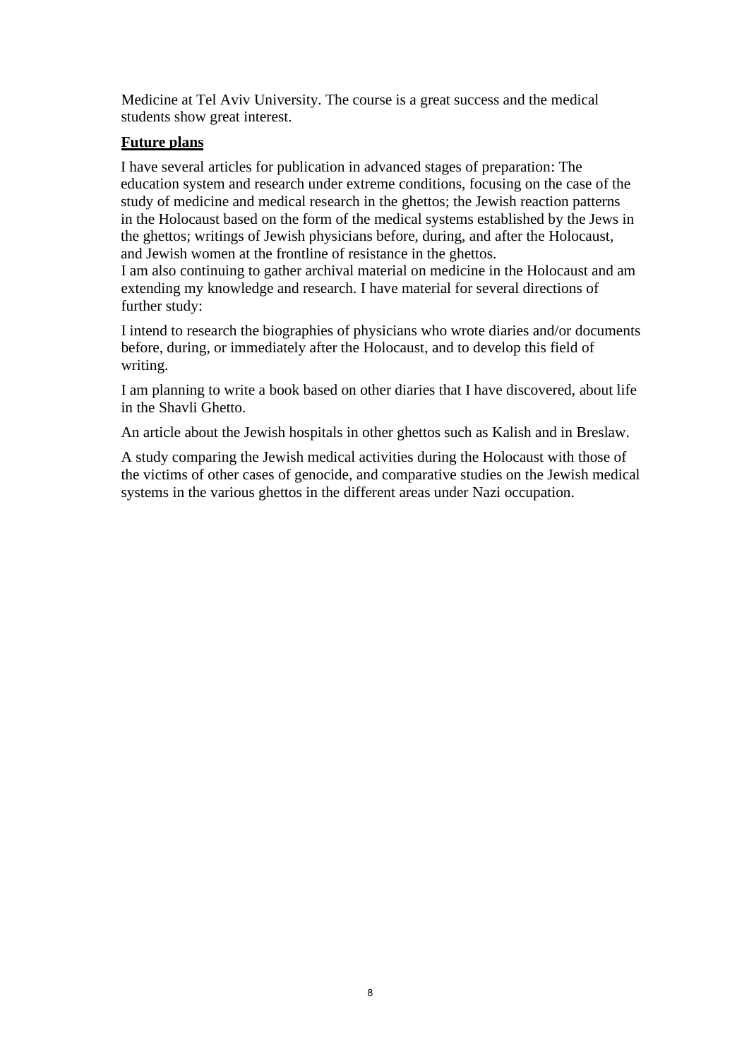Medicine at Tel Aviv University. The course is a great success and the medical students show great interest.

**Future plans**

I have several articles for publication in advanced stages of preparation: The education system and research under extreme conditions, focusing on the case of the study of medicine and medical research in the ghettos; the Jewish reaction patterns in the Holocaust based on the form of the medical systems established by the Jews in the ghettos; writings of Jewish physicians before, during, and after the Holocaust, and Jewish women at the frontline of resistance in the ghettos.
I am also continuing to gather archival material on medicine in the Holocaust and am extending my knowledge and research. I have material for several directions of further study:

I intend to research the biographies of physicians who wrote diaries and/or documents before, during, or immediately after the Holocaust, and to develop this field of writing.

I am planning to write a book based on other diaries that I have discovered, about life in the Shavli Ghetto.

An article about the Jewish hospitals in other ghettos such as Kalish and in Breslaw.

A study comparing the Jewish medical activities during the Holocaust with those of the victims of other cases of genocide, and comparative studies on the Jewish medical systems in the various ghettos in the different areas under Nazi occupation.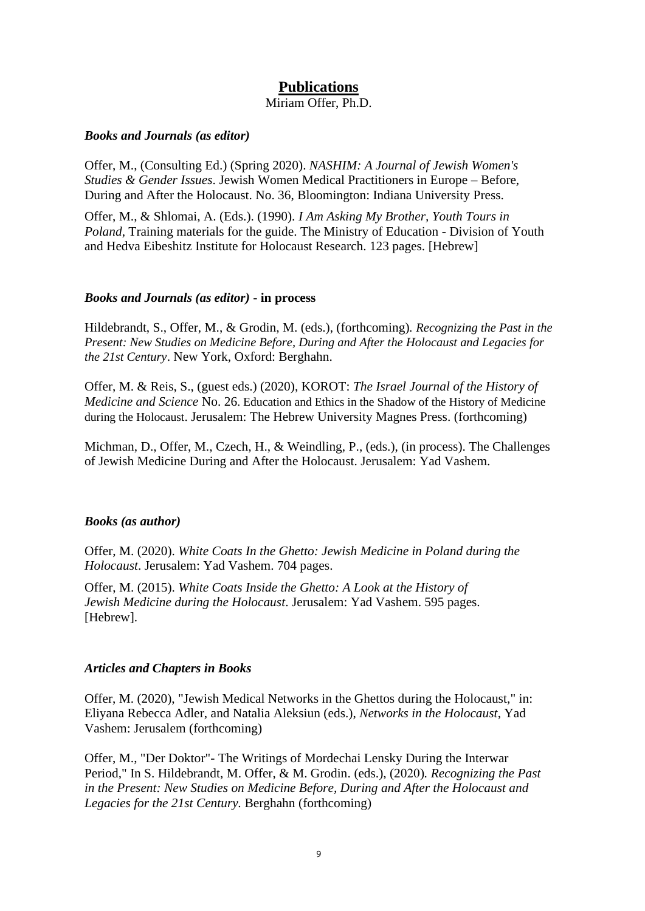# Publications

Miriam Offer, Ph.D.

### *Books and Journals (as editor)*

Offer, M., (Consulting Ed.) (Spring 2020). *NASHIM: A Journal of Jewish Women's Studies & Gender Issues*. Jewish Women Medical Practitioners in Europe – Before, During and After the Holocaust. No. 36, Bloomington: Indiana University Press.

Offer, M., & Shlomai, A. (Eds.). (1990). *I Am Asking My Brother, Youth Tours in Poland*, Training materials for the guide. The Ministry of Education - Division of Youth and Hedva Eibeshitz Institute for Holocaust Research. 123 pages. [Hebrew]

### *Books and Journals (as editor)* - **in process**

Hildebrandt, S., Offer, M., & Grodin, M. (eds.), (forthcoming). *Recognizing the Past in the Present: New Studies on Medicine Before, During and After the Holocaust and Legacies for the 21st Century*. New York, Oxford: Berghahn.

Offer, M. & Reis, S., (guest eds.) (2020), KOROT: *The Israel Journal of the History of Medicine and Science* No. 26. Education and Ethics in the Shadow of the History of Medicine during the Holocaust. Jerusalem: The Hebrew University Magnes Press. (forthcoming)

Michman, D., Offer, M., Czech, H., & Weindling, P., (eds.), (in process). The Challenges of Jewish Medicine During and After the Holocaust. Jerusalem: Yad Vashem.

### *Books (as author)*

Offer, M. (2020). *White Coats In the Ghetto: Jewish Medicine in Poland during the Holocaust*. Jerusalem: Yad Vashem. 704 pages.

Offer, M. (2015). *White Coats Inside the Ghetto: A Look at the History of Jewish Medicine during the Holocaust*. Jerusalem: Yad Vashem. 595 pages. [Hebrew].

### *Articles and Chapters in Books*

Offer, M. (2020), "Jewish Medical Networks in the Ghettos during the Holocaust," in: Eliyana Rebecca Adler, and Natalia Aleksiun (eds.), *Networks in the Holocaust*, Yad Vashem: Jerusalem (forthcoming)

Offer, M., "Der Doktor"- The Writings of Mordechai Lensky During the Interwar Period," In S. Hildebrandt, M. Offer, & M. Grodin. (eds.), (2020). *Recognizing the Past in the Present: New Studies on Medicine Before, During and After the Holocaust and Legacies for the 21st Century.* Berghahn (forthcoming)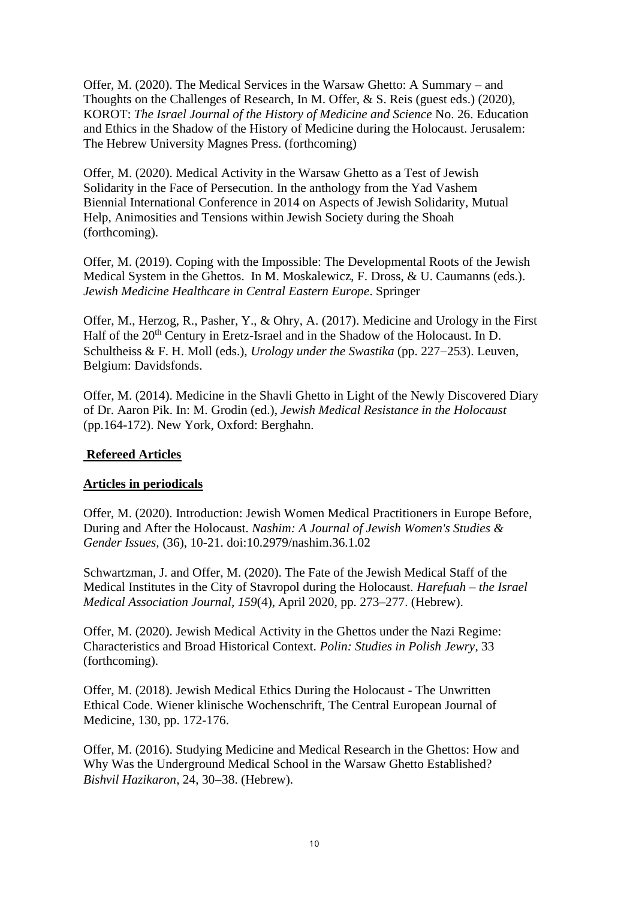Offer, M. (2020). The Medical Services in the Warsaw Ghetto: A Summary – and Thoughts on the Challenges of Research, In M. Offer, & S. Reis (guest eds.) (2020), KOROT: *The Israel Journal of the History of Medicine and Science* No. 26. Education and Ethics in the Shadow of the History of Medicine during the Holocaust. Jerusalem: The Hebrew University Magnes Press. (forthcoming)

Offer, M. (2020). Medical Activity in the Warsaw Ghetto as a Test of Jewish Solidarity in the Face of Persecution. In the anthology from the Yad Vashem Biennial International Conference in 2014 on Aspects of Jewish Solidarity, Mutual Help, Animosities and Tensions within Jewish Society during the Shoah (forthcoming).

Offer, M. (2019). Coping with the Impossible: The Developmental Roots of the Jewish Medical System in the Ghettos. In M. Moskalewicz, F. Dross, & U. Caumanns (eds.). *Jewish Medicine Healthcare in Central Eastern Europe*. Springer

Offer, M., Herzog, R., Pasher, Y., & Ohry, A. (2017). Medicine and Urology in the First Half of the 20th Century in Eretz-Israel and in the Shadow of the Holocaust. In D. Schultheiss & F. H. Moll (eds.), *Urology under the Swastika* (pp. 227–253). Leuven, Belgium: Davidsfonds.

Offer, M. (2014). Medicine in the Shavli Ghetto in Light of the Newly Discovered Diary of Dr. Aaron Pik. In: M. Grodin (ed.), *Jewish Medical Resistance in the Holocaust* (pp.164-172). New York, Oxford: Berghahn.

**Refereed Articles**

**Articles in periodicals**

Offer, M. (2020). Introduction: Jewish Women Medical Practitioners in Europe Before, During and After the Holocaust. *Nashim: A Journal of Jewish Women's Studies & Gender Issues*, (36), 10-21. doi:10.2979/nashim.36.1.02

Schwartzman, J. and Offer, M. (2020). The Fate of the Jewish Medical Staff of the Medical Institutes in the City of Stavropol during the Holocaust. *Harefuah – the Israel Medical Association Journal*, *159*(4), April 2020, pp. 273–277. (Hebrew).

Offer, M. (2020). Jewish Medical Activity in the Ghettos under the Nazi Regime: Characteristics and Broad Historical Context. *Polin: Studies in Polish Jewry*, 33 (forthcoming).

Offer, M. (2018). Jewish Medical Ethics During the Holocaust - The Unwritten Ethical Code. Wiener klinische Wochenschrift, The Central European Journal of Medicine, 130, pp. 172-176.

Offer, M. (2016). Studying Medicine and Medical Research in the Ghettos: How and Why Was the Underground Medical School in the Warsaw Ghetto Established? *Bishvil Hazikaron*, 24, 30–38. (Hebrew).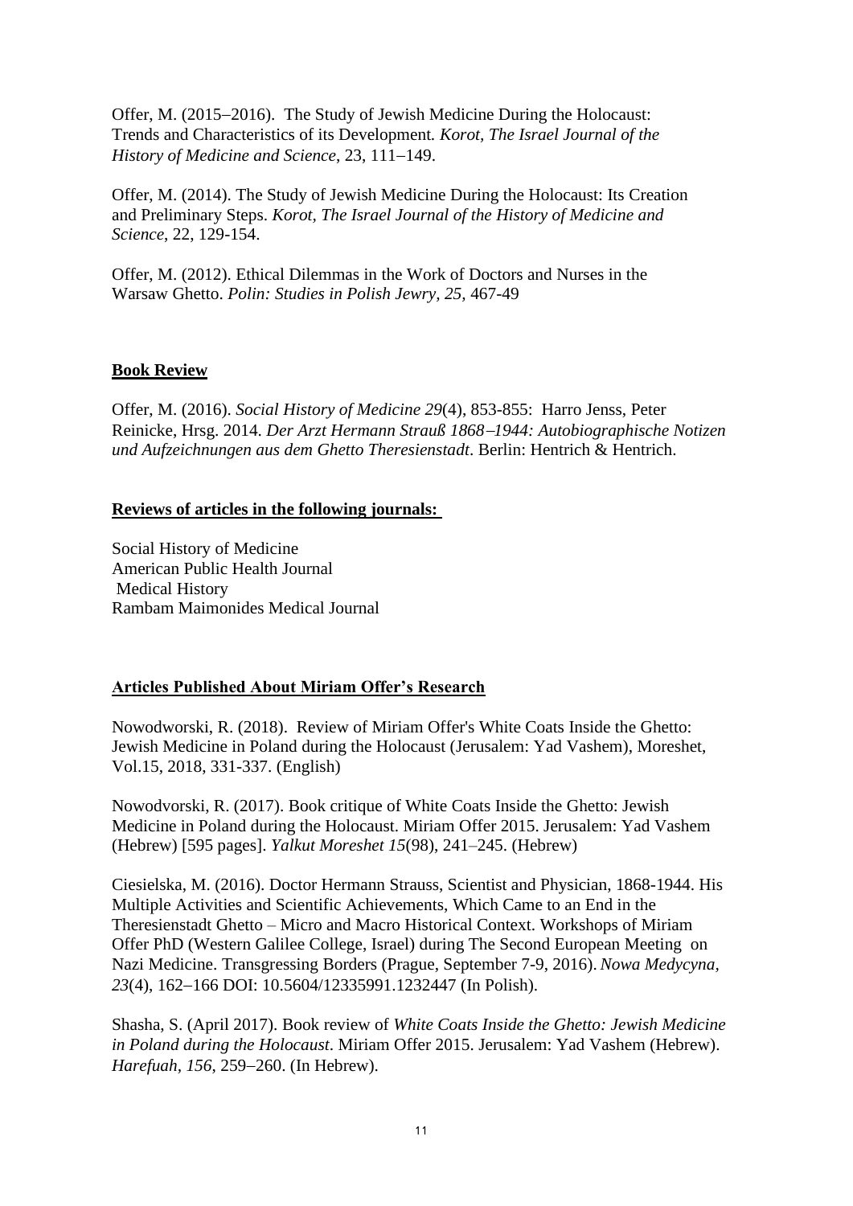Offer, M. (2015–2016). The Study of Jewish Medicine During the Holocaust: Trends and Characteristics of its Development*. Korot, The Israel Journal of the History of Medicine and Science,* 23, 111–149.

Offer, M. (2014). The Study of Jewish Medicine During the Holocaust: Its Creation and Preliminary Steps. *Korot, The Israel Journal of the History of Medicine and Science*, 22, 129-154.

Offer, M. (2012). Ethical Dilemmas in the Work of Doctors and Nurses in the Warsaw Ghetto. *Polin: Studies in Polish Jewry, 25*, 467-49

**Book Review**

Offer, M. (2016). *Social History of Medicine 29*(4), 853-855: Harro Jenss, Peter Reinicke, Hrsg. 2014. *Der Arzt Hermann Strauß 1868–1944: Autobiographische Notizen und Aufzeichnungen aus dem Ghetto Theresienstadt*. Berlin: Hentrich & Hentrich.

**Reviews of articles in the following journals:**

Social History of Medicine
American Public Health Journal
Medical History
Rambam Maimonides Medical Journal

**Articles Published About Miriam Offer's Research**

Nowodworski, R. (2018). Review of Miriam Offer's White Coats Inside the Ghetto: Jewish Medicine in Poland during the Holocaust (Jerusalem: Yad Vashem), Moreshet, Vol.15, 2018, 331-337. (English)

Nowodvorski, R. (2017). Book critique of White Coats Inside the Ghetto: Jewish Medicine in Poland during the Holocaust. Miriam Offer 2015. Jerusalem: Yad Vashem (Hebrew) [595 pages]. *Yalkut Moreshet 15*(98), 241–245. (Hebrew)

Ciesielska, M. (2016). Doctor Hermann Strauss, Scientist and Physician, 1868-1944. His Multiple Activities and Scientific Achievements, Which Came to an End in the Theresienstadt Ghetto – Micro and Macro Historical Context. Workshops of Miriam Offer PhD (Western Galilee College, Israel) during The Second European Meeting on Nazi Medicine. Transgressing Borders (Prague, September 7-9, 2016). *Nowa Medycyna, 23*(4), 162–166 DOI: 10.5604/12335991.1232447 (In Polish).

Shasha, S. (April 2017). Book review of *White Coats Inside the Ghetto: Jewish Medicine in Poland during the Holocaust*. Miriam Offer 2015. Jerusalem: Yad Vashem (Hebrew). *Harefuah, 156*, 259–260. (In Hebrew).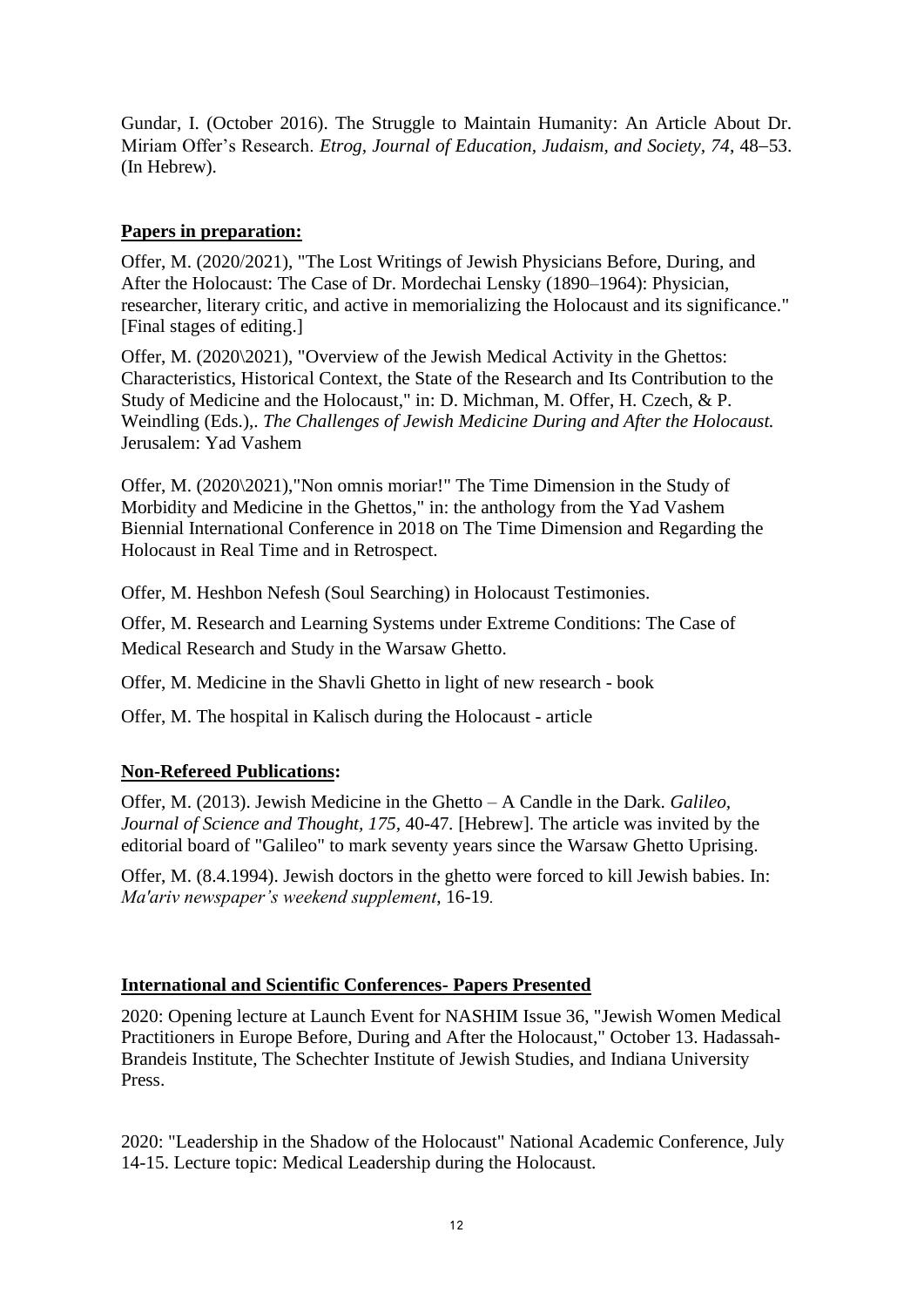Gundar, I. (October 2016). The Struggle to Maintain Humanity: An Article About Dr. Miriam Offer's Research. *Etrog, Journal of Education, Judaism, and Society, 74*, 48–53. (In Hebrew).

**Papers in preparation:**

Offer, M. (2020/2021), "The Lost Writings of Jewish Physicians Before, During, and After the Holocaust: The Case of Dr. Mordechai Lensky (1890–1964): Physician, researcher, literary critic, and active in memorializing the Holocaust and its significance." [Final stages of editing.]

Offer, M. (2020\2021), "Overview of the Jewish Medical Activity in the Ghettos: Characteristics, Historical Context, the State of the Research and Its Contribution to the Study of Medicine and the Holocaust," in: D. Michman, M. Offer, H. Czech, & P. Weindling (Eds.),. *The Challenges of Jewish Medicine During and After the Holocaust.* Jerusalem: Yad Vashem

Offer, M. (2020\2021),"Non omnis moriar!" The Time Dimension in the Study of Morbidity and Medicine in the Ghettos," in: the anthology from the Yad Vashem Biennial International Conference in 2018 on The Time Dimension and Regarding the Holocaust in Real Time and in Retrospect.

Offer, M. Heshbon Nefesh (Soul Searching) in Holocaust Testimonies.

Offer, M. Research and Learning Systems under Extreme Conditions: The Case of Medical Research and Study in the Warsaw Ghetto.

Offer, M. Medicine in the Shavli Ghetto in light of new research - book

Offer, M. The hospital in Kalisch during the Holocaust - article

**Non-Refereed Publications:**

Offer, M. (2013). Jewish Medicine in the Ghetto – A Candle in the Dark. *Galileo, Journal of Science and Thought, 175,* 40-47. [Hebrew]. The article was invited by the editorial board of "Galileo" to mark seventy years since the Warsaw Ghetto Uprising.

Offer, M. (8.4.1994). Jewish doctors in the ghetto were forced to kill Jewish babies. In: *Ma'ariv newspaper's weekend supplement*, 16-19.

**International and Scientific Conferences- Papers Presented**

2020: Opening lecture at Launch Event for NASHIM Issue 36, "Jewish Women Medical Practitioners in Europe Before, During and After the Holocaust," October 13. Hadassah-Brandeis Institute, The Schechter Institute of Jewish Studies, and Indiana University Press.

2020: "Leadership in the Shadow of the Holocaust" National Academic Conference, July 14-15. Lecture topic: Medical Leadership during the Holocaust.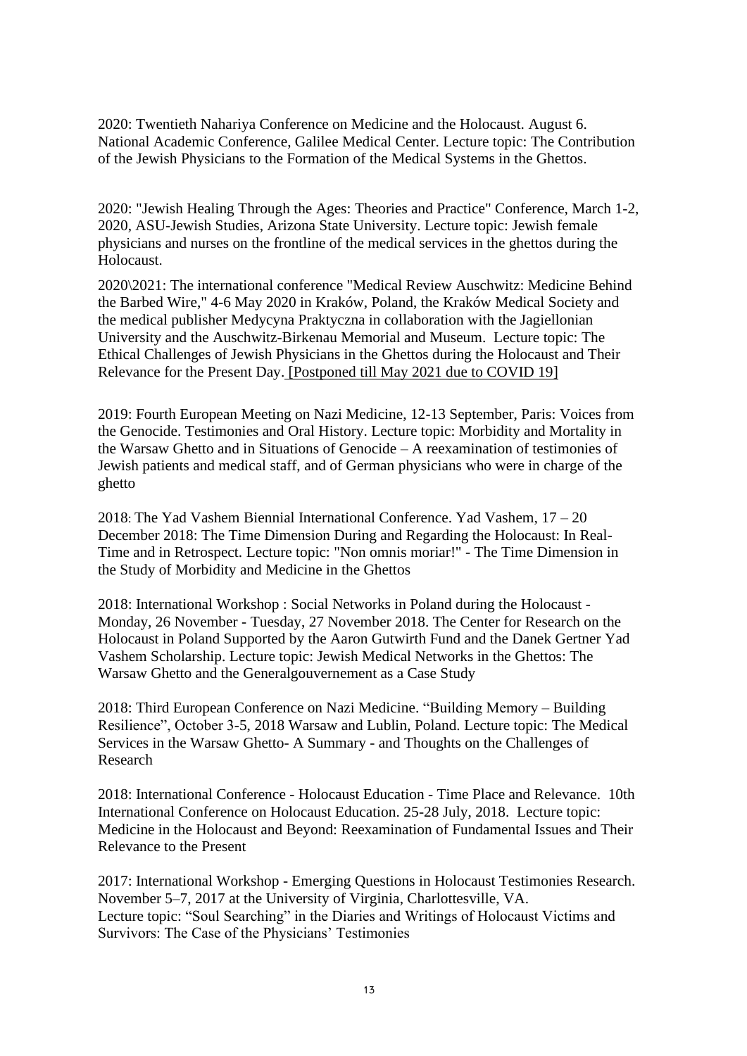2020: Twentieth Nahariya Conference on Medicine and the Holocaust. August 6. National Academic Conference, Galilee Medical Center. Lecture topic: The Contribution of the Jewish Physicians to the Formation of the Medical Systems in the Ghettos.

2020: "Jewish Healing Through the Ages: Theories and Practice" Conference, March 1-2, 2020, ASU-Jewish Studies, Arizona State University. Lecture topic: Jewish female physicians and nurses on the frontline of the medical services in the ghettos during the Holocaust.

2020\2021: The international conference "Medical Review Auschwitz: Medicine Behind the Barbed Wire," 4-6 May 2020 in Kraków, Poland, the Kraków Medical Society and the medical publisher Medycyna Praktyczna in collaboration with the Jagiellonian University and the Auschwitz-Birkenau Memorial and Museum. Lecture topic: The Ethical Challenges of Jewish Physicians in the Ghettos during the Holocaust and Their Relevance for the Present Day. [Postponed till May 2021 due to COVID 19]

2019: Fourth European Meeting on Nazi Medicine, 12-13 September, Paris: Voices from the Genocide. Testimonies and Oral History. Lecture topic: Morbidity and Mortality in the Warsaw Ghetto and in Situations of Genocide – A reexamination of testimonies of Jewish patients and medical staff, and of German physicians who were in charge of the ghetto

2018: The Yad Vashem Biennial International Conference. Yad Vashem, 17 – 20 December 2018: The Time Dimension During and Regarding the Holocaust: In Real-Time and in Retrospect. Lecture topic: "Non omnis moriar!" - The Time Dimension in the Study of Morbidity and Medicine in the Ghettos

2018: International Workshop : Social Networks in Poland during the Holocaust - Monday, 26 November - Tuesday, 27 November 2018. The Center for Research on the Holocaust in Poland Supported by the Aaron Gutwirth Fund and the Danek Gertner Yad Vashem Scholarship. Lecture topic: Jewish Medical Networks in the Ghettos: The Warsaw Ghetto and the Generalgouvernement as a Case Study

2018: Third European Conference on Nazi Medicine. "Building Memory – Building Resilience", October 3-5, 2018 Warsaw and Lublin, Poland. Lecture topic: The Medical Services in the Warsaw Ghetto- A Summary - and Thoughts on the Challenges of Research

2018: International Conference - Holocaust Education - Time Place and Relevance. 10th International Conference on Holocaust Education. 25-28 July, 2018. Lecture topic: Medicine in the Holocaust and Beyond: Reexamination of Fundamental Issues and Their Relevance to the Present

2017: International Workshop - Emerging Questions in Holocaust Testimonies Research. November 5–7, 2017 at the University of Virginia, Charlottesville, VA.
Lecture topic: "Soul Searching" in the Diaries and Writings of Holocaust Victims and Survivors: The Case of the Physicians' Testimonies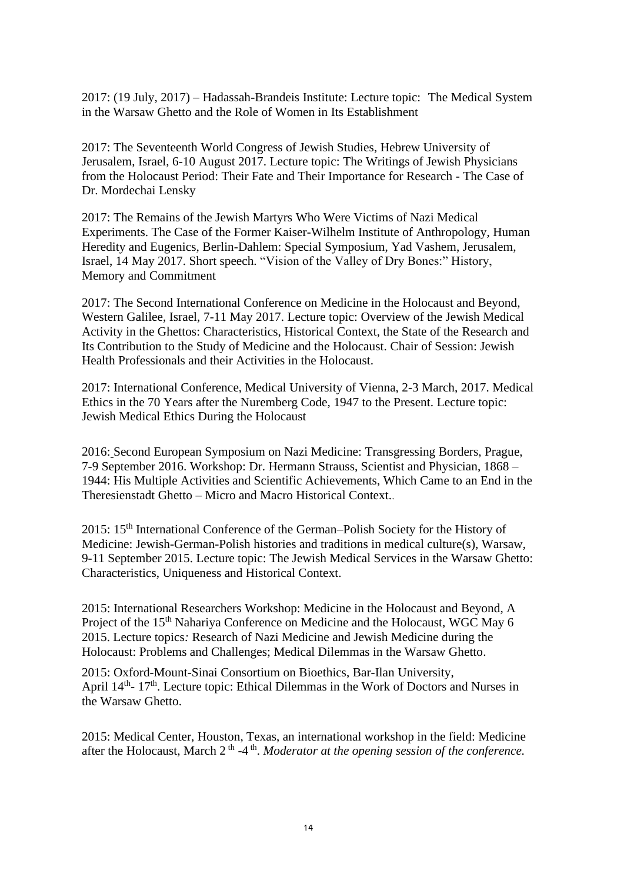2017: (19 July, 2017) – Hadassah-Brandeis Institute: Lecture topic:  The Medical System in the Warsaw Ghetto and the Role of Women in Its Establishment

2017: The Seventeenth World Congress of Jewish Studies, Hebrew University of Jerusalem, Israel, 6-10 August 2017. Lecture topic: The Writings of Jewish Physicians from the Holocaust Period: Their Fate and Their Importance for Research - The Case of Dr. Mordechai Lensky

2017: The Remains of the Jewish Martyrs Who Were Victims of Nazi Medical Experiments. The Case of the Former Kaiser-Wilhelm Institute of Anthropology, Human Heredity and Eugenics, Berlin-Dahlem: Special Symposium, Yad Vashem, Jerusalem, Israel, 14 May 2017. Short speech. "Vision of the Valley of Dry Bones:" History, Memory and Commitment

2017: The Second International Conference on Medicine in the Holocaust and Beyond, Western Galilee, Israel, 7-11 May 2017. Lecture topic: Overview of the Jewish Medical Activity in the Ghettos: Characteristics, Historical Context, the State of the Research and Its Contribution to the Study of Medicine and the Holocaust. Chair of Session: Jewish Health Professionals and their Activities in the Holocaust.

2017: International Conference, Medical University of Vienna, 2-3 March, 2017. Medical Ethics in the 70 Years after the Nuremberg Code, 1947 to the Present. Lecture topic: Jewish Medical Ethics During the Holocaust

2016: Second European Symposium on Nazi Medicine: Transgressing Borders, Prague, 7-9 September 2016. Workshop: Dr. Hermann Strauss, Scientist and Physician, 1868 – 1944: His Multiple Activities and Scientific Achievements, Which Came to an End in the Theresienstadt Ghetto – Micro and Macro Historical Context..

2015: 15th International Conference of the German–Polish Society for the History of Medicine: Jewish-German-Polish histories and traditions in medical culture(s), Warsaw, 9-11 September 2015. Lecture topic: The Jewish Medical Services in the Warsaw Ghetto: Characteristics, Uniqueness and Historical Context.

2015: International Researchers Workshop: Medicine in the Holocaust and Beyond, A Project of the 15th Nahariya Conference on Medicine and the Holocaust, WGC May 6 2015. Lecture topics*:* Research of Nazi Medicine and Jewish Medicine during the Holocaust: Problems and Challenges; Medical Dilemmas in the Warsaw Ghetto.

2015: Oxford-Mount-Sinai Consortium on Bioethics, Bar-Ilan University, April 14th- 17th. Lecture topic: Ethical Dilemmas in the Work of Doctors and Nurses in the Warsaw Ghetto.

2015: Medical Center, Houston, Texas, an international workshop in the field: Medicine after the Holocaust, March 2 th -4 th. *Moderator at the opening session of the conference.*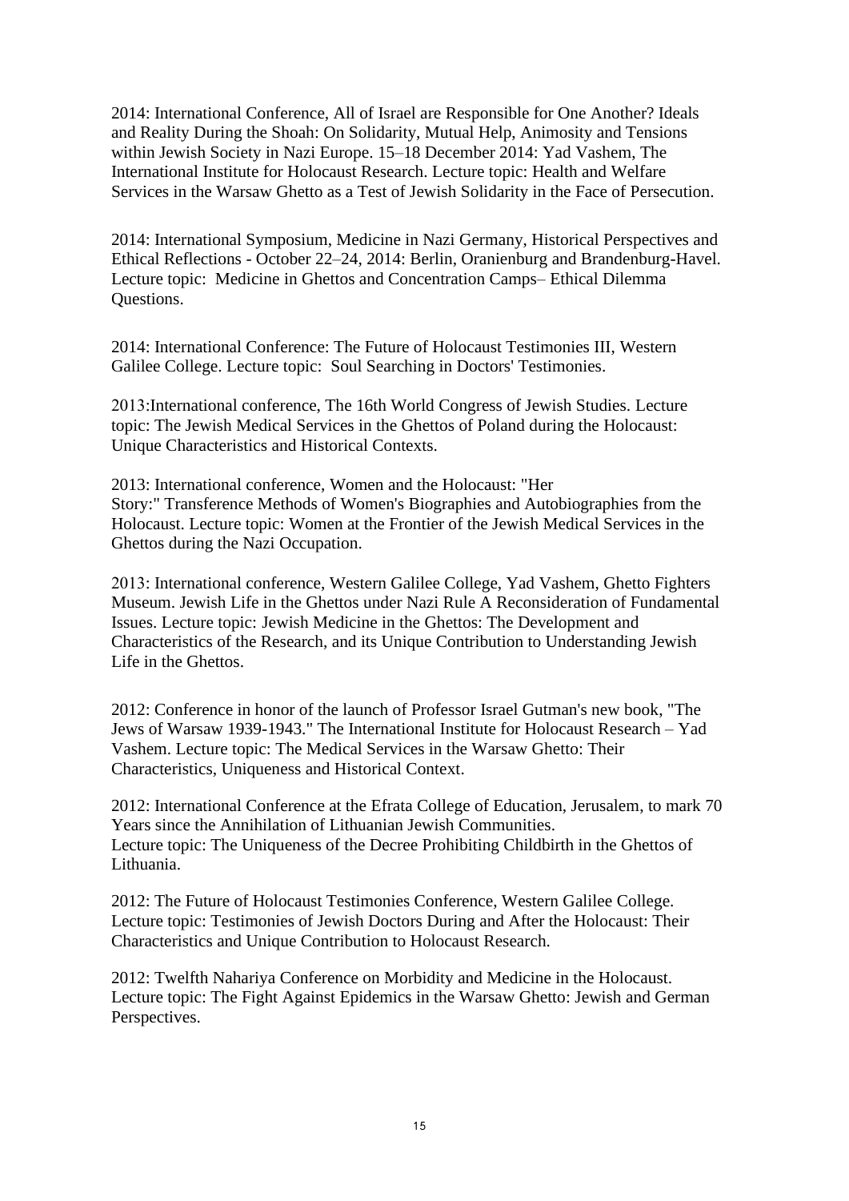2014: International Conference, All of Israel are Responsible for One Another? Ideals and Reality During the Shoah: On Solidarity, Mutual Help, Animosity and Tensions within Jewish Society in Nazi Europe. 15–18 December 2014: Yad Vashem, The International Institute for Holocaust Research. Lecture topic: Health and Welfare Services in the Warsaw Ghetto as a Test of Jewish Solidarity in the Face of Persecution.

2014: International Symposium, Medicine in Nazi Germany, Historical Perspectives and Ethical Reflections - October 22–24, 2014: Berlin, Oranienburg and Brandenburg-Havel. Lecture topic: Medicine in Ghettos and Concentration Camps– Ethical Dilemma Questions.

2014: International Conference: The Future of Holocaust Testimonies III, Western Galilee College. Lecture topic: Soul Searching in Doctors' Testimonies.

2013:International conference, The 16th World Congress of Jewish Studies. Lecture topic: The Jewish Medical Services in the Ghettos of Poland during the Holocaust: Unique Characteristics and Historical Contexts.

2013: International conference, Women and the Holocaust: "Her Story:" Transference Methods of Women's Biographies and Autobiographies from the Holocaust. Lecture topic: Women at the Frontier of the Jewish Medical Services in the Ghettos during the Nazi Occupation.

2013: International conference, Western Galilee College, Yad Vashem, Ghetto Fighters Museum. Jewish Life in the Ghettos under Nazi Rule A Reconsideration of Fundamental Issues. Lecture topic: Jewish Medicine in the Ghettos: The Development and Characteristics of the Research, and its Unique Contribution to Understanding Jewish Life in the Ghettos.

2012: Conference in honor of the launch of Professor Israel Gutman's new book, "The Jews of Warsaw 1939-1943." The International Institute for Holocaust Research – Yad Vashem. Lecture topic: The Medical Services in the Warsaw Ghetto: Their Characteristics, Uniqueness and Historical Context.

2012: International Conference at the Efrata College of Education, Jerusalem, to mark 70 Years since the Annihilation of Lithuanian Jewish Communities. Lecture topic: The Uniqueness of the Decree Prohibiting Childbirth in the Ghettos of Lithuania.

2012: The Future of Holocaust Testimonies Conference, Western Galilee College. Lecture topic: Testimonies of Jewish Doctors During and After the Holocaust: Their Characteristics and Unique Contribution to Holocaust Research.

2012: Twelfth Nahariya Conference on Morbidity and Medicine in the Holocaust. Lecture topic: The Fight Against Epidemics in the Warsaw Ghetto: Jewish and German Perspectives.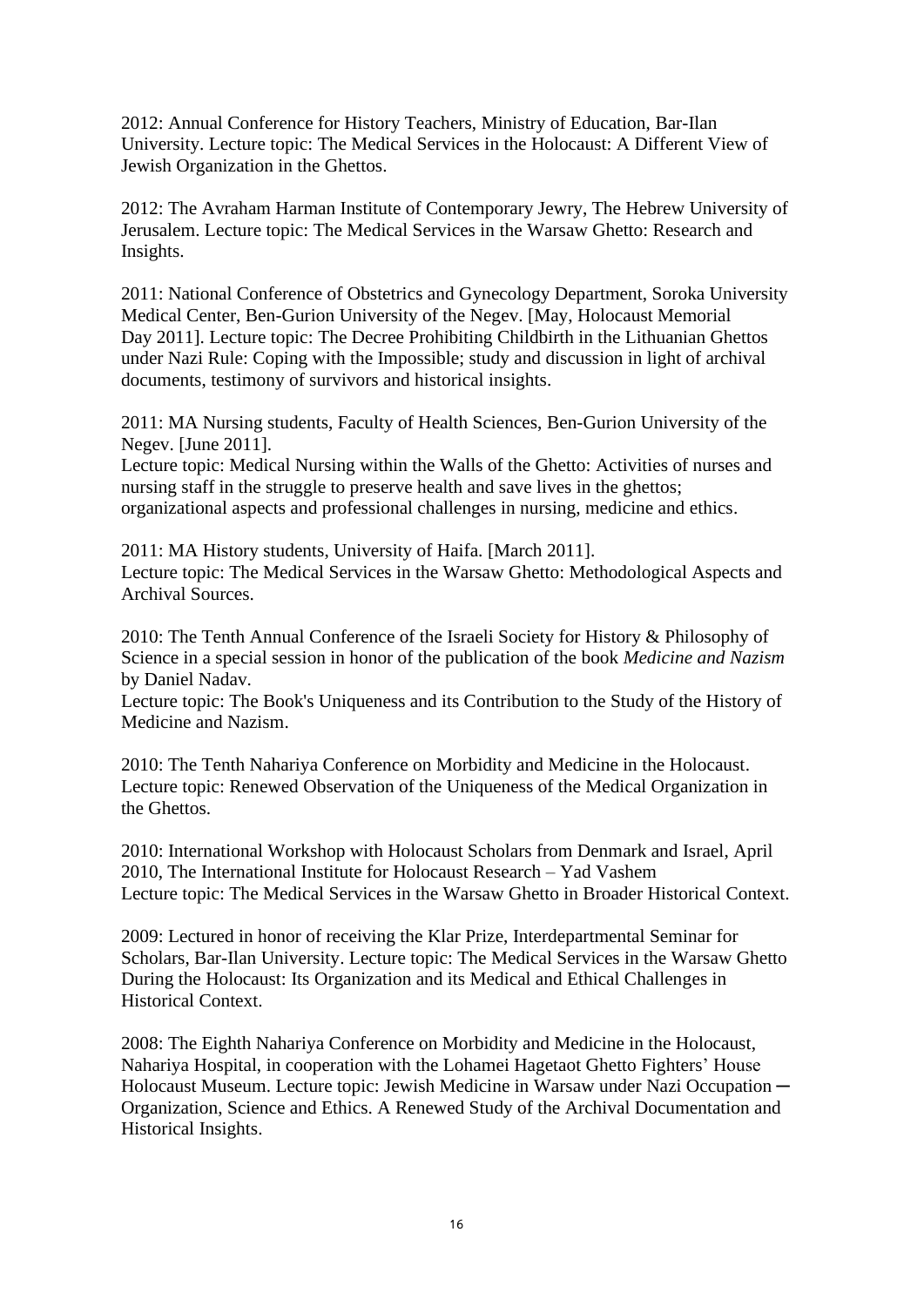2012: Annual Conference for History Teachers, Ministry of Education, Bar-Ilan University. Lecture topic: The Medical Services in the Holocaust: A Different View of Jewish Organization in the Ghettos.

2012: The Avraham Harman Institute of Contemporary Jewry, The Hebrew University of Jerusalem. Lecture topic: The Medical Services in the Warsaw Ghetto: Research and Insights.

2011: National Conference of Obstetrics and Gynecology Department, Soroka University Medical Center, Ben-Gurion University of the Negev. [May, Holocaust Memorial Day 2011]. Lecture topic: The Decree Prohibiting Childbirth in the Lithuanian Ghettos under Nazi Rule: Coping with the Impossible; study and discussion in light of archival documents, testimony of survivors and historical insights.

2011: MA Nursing students, Faculty of Health Sciences, Ben-Gurion University of the Negev. [June 2011].
Lecture topic: Medical Nursing within the Walls of the Ghetto: Activities of nurses and nursing staff in the struggle to preserve health and save lives in the ghettos; organizational aspects and professional challenges in nursing, medicine and ethics.

2011: MA History students, University of Haifa. [March 2011].
Lecture topic: The Medical Services in the Warsaw Ghetto: Methodological Aspects and Archival Sources.

2010: The Tenth Annual Conference of the Israeli Society for History & Philosophy of Science in a special session in honor of the publication of the book *Medicine and Nazism* by Daniel Nadav.
Lecture topic: The Book's Uniqueness and its Contribution to the Study of the History of Medicine and Nazism.

2010: The Tenth Nahariya Conference on Morbidity and Medicine in the Holocaust. Lecture topic: Renewed Observation of the Uniqueness of the Medical Organization in the Ghettos.

2010: International Workshop with Holocaust Scholars from Denmark and Israel, April 2010, The International Institute for Holocaust Research – Yad Vashem
Lecture topic: The Medical Services in the Warsaw Ghetto in Broader Historical Context.

2009: Lectured in honor of receiving the Klar Prize, Interdepartmental Seminar for Scholars, Bar-Ilan University. Lecture topic: The Medical Services in the Warsaw Ghetto During the Holocaust: Its Organization and its Medical and Ethical Challenges in Historical Context.

2008: The Eighth Nahariya Conference on Morbidity and Medicine in the Holocaust, Nahariya Hospital, in cooperation with the Lohamei Hagetaot Ghetto Fighters' House Holocaust Museum. Lecture topic: Jewish Medicine in Warsaw under Nazi Occupation ─ Organization, Science and Ethics. A Renewed Study of the Archival Documentation and Historical Insights.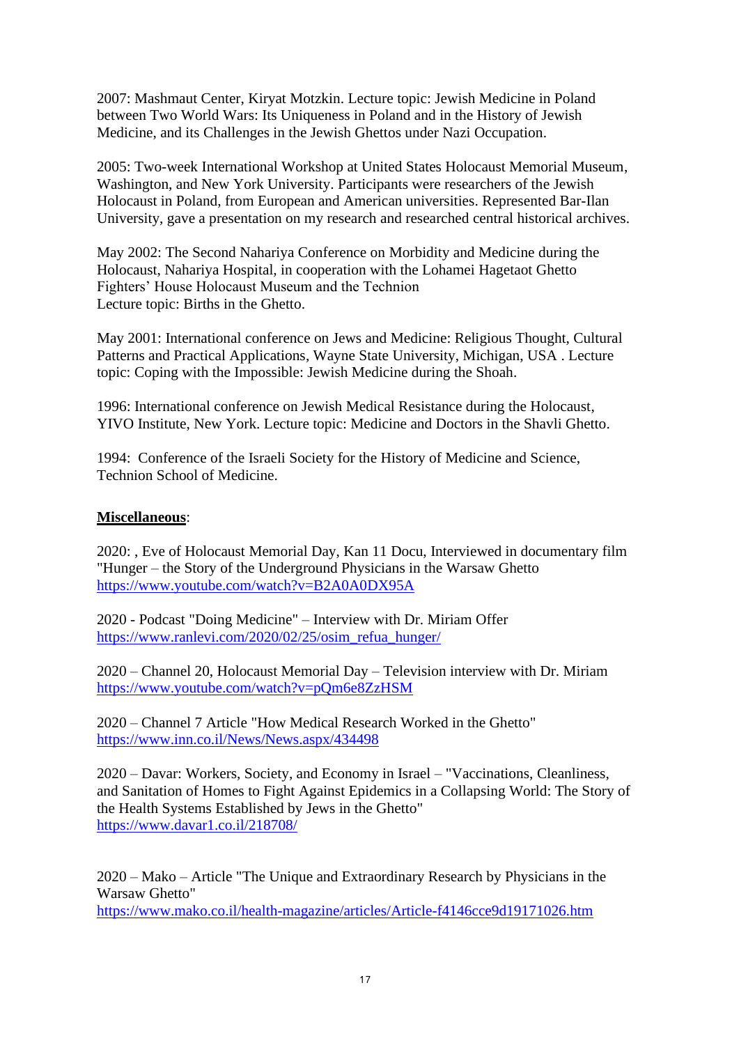2007: Mashmaut Center, Kiryat Motzkin. Lecture topic: Jewish Medicine in Poland between Two World Wars: Its Uniqueness in Poland and in the History of Jewish Medicine, and its Challenges in the Jewish Ghettos under Nazi Occupation.

2005: Two-week International Workshop at United States Holocaust Memorial Museum, Washington, and New York University. Participants were researchers of the Jewish Holocaust in Poland, from European and American universities. Represented Bar-Ilan University, gave a presentation on my research and researched central historical archives.

May 2002: The Second Nahariya Conference on Morbidity and Medicine during the Holocaust, Nahariya Hospital, in cooperation with the Lohamei Hagetaot Ghetto Fighters' House Holocaust Museum and the Technion
Lecture topic: Births in the Ghetto.

May 2001: International conference on Jews and Medicine: Religious Thought, Cultural Patterns and Practical Applications, Wayne State University, Michigan, USA . Lecture topic: Coping with the Impossible: Jewish Medicine during the Shoah.

1996: International conference on Jewish Medical Resistance during the Holocaust, YIVO Institute, New York. Lecture topic: Medicine and Doctors in the Shavli Ghetto.

1994: Conference of the Israeli Society for the History of Medicine and Science, Technion School of Medicine.

**Miscellaneous**:

2020: , Eve of Holocaust Memorial Day, Kan 11 Docu, Interviewed in documentary film "Hunger – the Story of the Underground Physicians in the Warsaw Ghetto
https://www.youtube.com/watch?v=B2A0A0DX95A

2020 - Podcast "Doing Medicine" – Interview with Dr. Miriam Offer
https://www.ranlevi.com/2020/02/25/osim_refua_hunger/

2020 – Channel 20, Holocaust Memorial Day – Television interview with Dr. Miriam
https://www.youtube.com/watch?v=pQm6e8ZzHSM

2020 – Channel 7 Article "How Medical Research Worked in the Ghetto"
https://www.inn.co.il/News/News.aspx/434498

2020 – Davar: Workers, Society, and Economy in Israel – "Vaccinations, Cleanliness, and Sanitation of Homes to Fight Against Epidemics in a Collapsing World: The Story of the Health Systems Established by Jews in the Ghetto"
https://www.davar1.co.il/218708/

2020 – Mako – Article "The Unique and Extraordinary Research by Physicians in the Warsaw Ghetto"
https://www.mako.co.il/health-magazine/articles/Article-f4146cce9d19171026.htm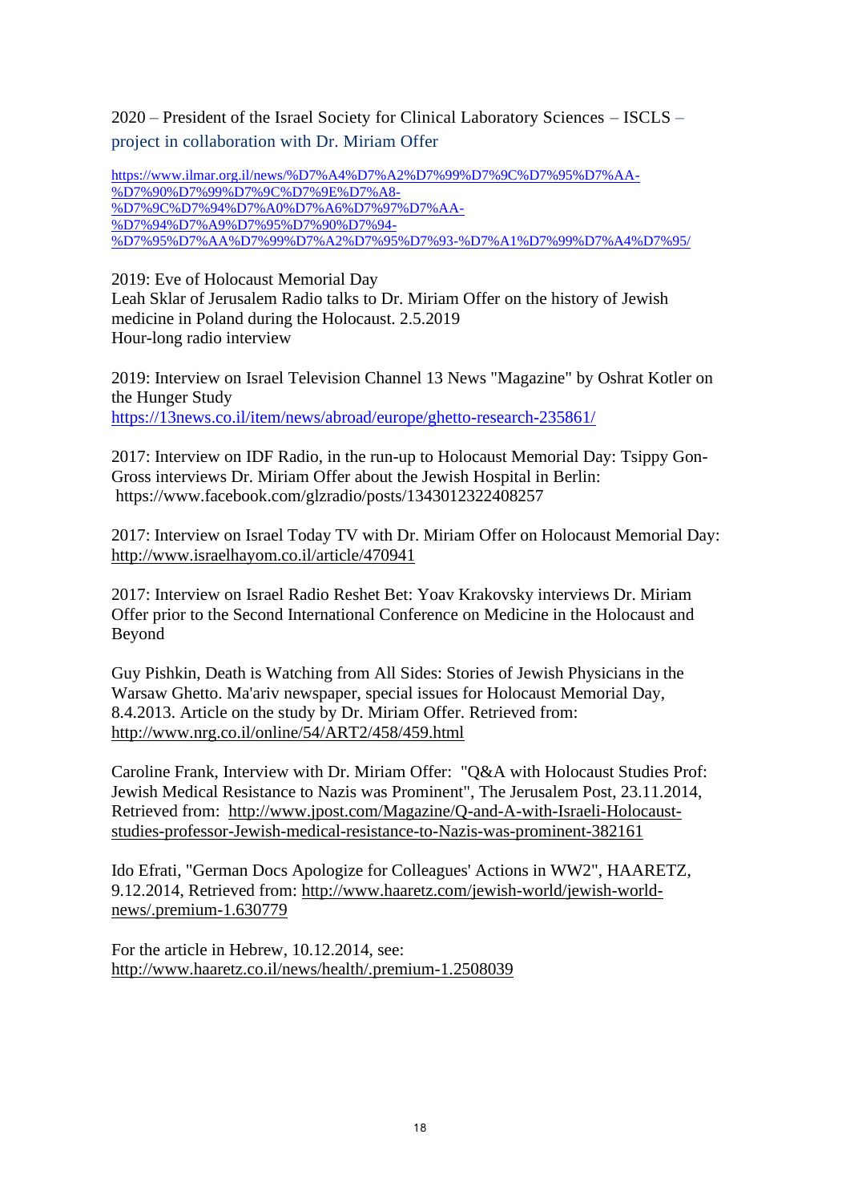2020 – President of the Israel Society for Clinical Laboratory Sciences – ISCLS – project in collaboration with Dr. Miriam Offer

https://www.ilmar.org.il/news/%D7%A4%D7%A2%D7%99%D7%9C%D7%95%D7%AA-%D7%90%D7%99%D7%9C%D7%9E%D7%A8-%D7%9C%D7%94%D7%A0%D7%A6%D7%97%D7%AA-%D7%94%D7%A9%D7%95%D7%90%D7%94-%D7%95%D7%AA%D7%99%D7%A2%D7%95%D7%93-%D7%A1%D7%99%D7%A4%D7%95/

2019: Eve of Holocaust Memorial Day
Leah Sklar of Jerusalem Radio talks to Dr. Miriam Offer on the history of Jewish medicine in Poland during the Holocaust. 2.5.2019
Hour-long radio interview

2019: Interview on Israel Television Channel 13 News "Magazine" by Oshrat Kotler on the Hunger Study
https://13news.co.il/item/news/abroad/europe/ghetto-research-235861/

2017: Interview on IDF Radio, in the run-up to Holocaust Memorial Day: Tsippy Gon-Gross interviews Dr. Miriam Offer about the Jewish Hospital in Berlin: https://www.facebook.com/glzradio/posts/1343012322408257

2017: Interview on Israel Today TV with Dr. Miriam Offer on Holocaust Memorial Day: http://www.israelhayom.co.il/article/470941

2017: Interview on Israel Radio Reshet Bet: Yoav Krakovsky interviews Dr. Miriam Offer prior to the Second International Conference on Medicine in the Holocaust and Beyond

Guy Pishkin, Death is Watching from All Sides: Stories of Jewish Physicians in the Warsaw Ghetto. Ma'ariv newspaper, special issues for Holocaust Memorial Day, 8.4.2013. Article on the study by Dr. Miriam Offer. Retrieved from: http://www.nrg.co.il/online/54/ART2/458/459.html

Caroline Frank, Interview with Dr. Miriam Offer: "Q&A with Holocaust Studies Prof: Jewish Medical Resistance to Nazis was Prominent", The Jerusalem Post, 23.11.2014, Retrieved from: http://www.jpost.com/Magazine/Q-and-A-with-Israeli-Holocaust-studies-professor-Jewish-medical-resistance-to-Nazis-was-prominent-382161

Ido Efrati, "German Docs Apologize for Colleagues' Actions in WW2", HAARETZ, 9.12.2014, Retrieved from: http://www.haaretz.com/jewish-world/jewish-world-news/.premium-1.630779

For the article in Hebrew, 10.12.2014, see: http://www.haaretz.co.il/news/health/.premium-1.2508039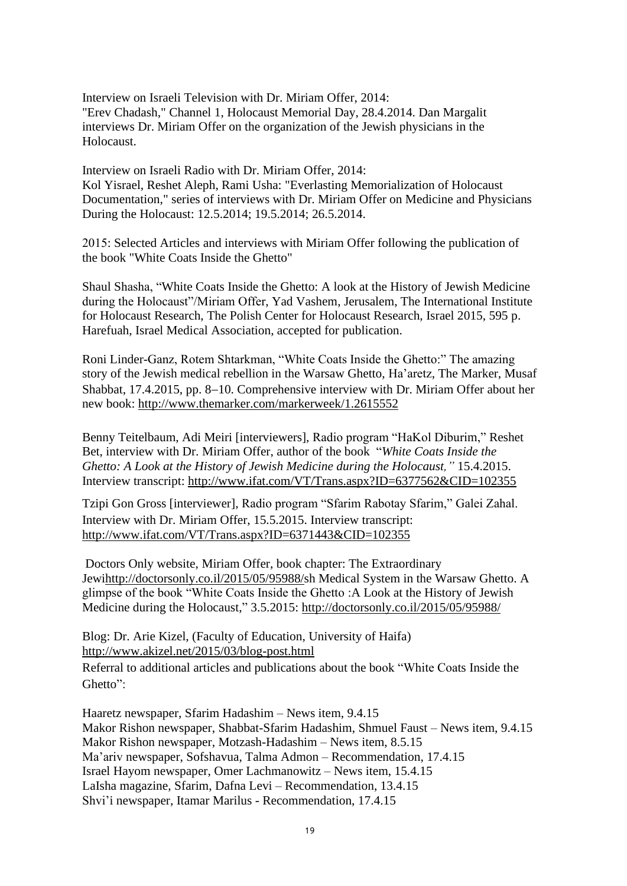Interview on Israeli Television with Dr. Miriam Offer, 2014:
"Erev Chadash," Channel 1, Holocaust Memorial Day, 28.4.2014. Dan Margalit interviews Dr. Miriam Offer on the organization of the Jewish physicians in the Holocaust.

Interview on Israeli Radio with Dr. Miriam Offer, 2014:
Kol Yisrael, Reshet Aleph, Rami Usha: "Everlasting Memorialization of Holocaust Documentation," series of interviews with Dr. Miriam Offer on Medicine and Physicians During the Holocaust: 12.5.2014; 19.5.2014; 26.5.2014.

2015: Selected Articles and interviews with Miriam Offer following the publication of the book "White Coats Inside the Ghetto"

Shaul Shasha, "White Coats Inside the Ghetto: A look at the History of Jewish Medicine during the Holocaust"/Miriam Offer, Yad Vashem, Jerusalem, The International Institute for Holocaust Research, The Polish Center for Holocaust Research, Israel 2015, 595 p. Harefuah, Israel Medical Association, accepted for publication.

Roni Linder-Ganz, Rotem Shtarkman, "White Coats Inside the Ghetto:" The amazing story of the Jewish medical rebellion in the Warsaw Ghetto, Ha'aretz, The Marker, Musaf Shabbat, 17.4.2015, pp. 8–10. Comprehensive interview with Dr. Miriam Offer about her new book: http://www.themarker.com/markerweek/1.2615552

Benny Teitelbaum, Adi Meiri [interviewers], Radio program "HaKol Diburim," Reshet Bet, interview with Dr. Miriam Offer, author of the book "*White Coats Inside the Ghetto: A Look at the History of Jewish Medicine during the Holocaust,"* 15.4.2015. Interview transcript: http://www.ifat.com/VT/Trans.aspx?ID=6377562&CID=102355

Tzipi Gon Gross [interviewer], Radio program "Sfarim Rabotay Sfarim," Galei Zahal. Interview with Dr. Miriam Offer, 15.5.2015. Interview transcript: http://www.ifat.com/VT/Trans.aspx?ID=6371443&CID=102355

Doctors Only website, Miriam Offer, book chapter: The Extraordinary Jewihttp://doctorsonly.co.il/2015/05/95988/sh Medical System in the Warsaw Ghetto. A glimpse of the book "White Coats Inside the Ghetto :A Look at the History of Jewish Medicine during the Holocaust," 3.5.2015: http://doctorsonly.co.il/2015/05/95988/

Blog: Dr. Arie Kizel, (Faculty of Education, University of Haifa) http://www.akizel.net/2015/03/blog-post.html
Referral to additional articles and publications about the book "White Coats Inside the Ghetto":

Haaretz newspaper, Sfarim Hadashim – News item, 9.4.15
Makor Rishon newspaper, Shabbat-Sfarim Hadashim, Shmuel Faust – News item, 9.4.15
Makor Rishon newspaper, Motzash-Hadashim – News item, 8.5.15
Ma'ariv newspaper, Sofshavua, Talma Admon – Recommendation, 17.4.15
Israel Hayom newspaper, Omer Lachmanowitz – News item, 15.4.15
LaIsha magazine, Sfarim, Dafna Levi – Recommendation, 13.4.15
Shvi'i newspaper, Itamar Marilus - Recommendation, 17.4.15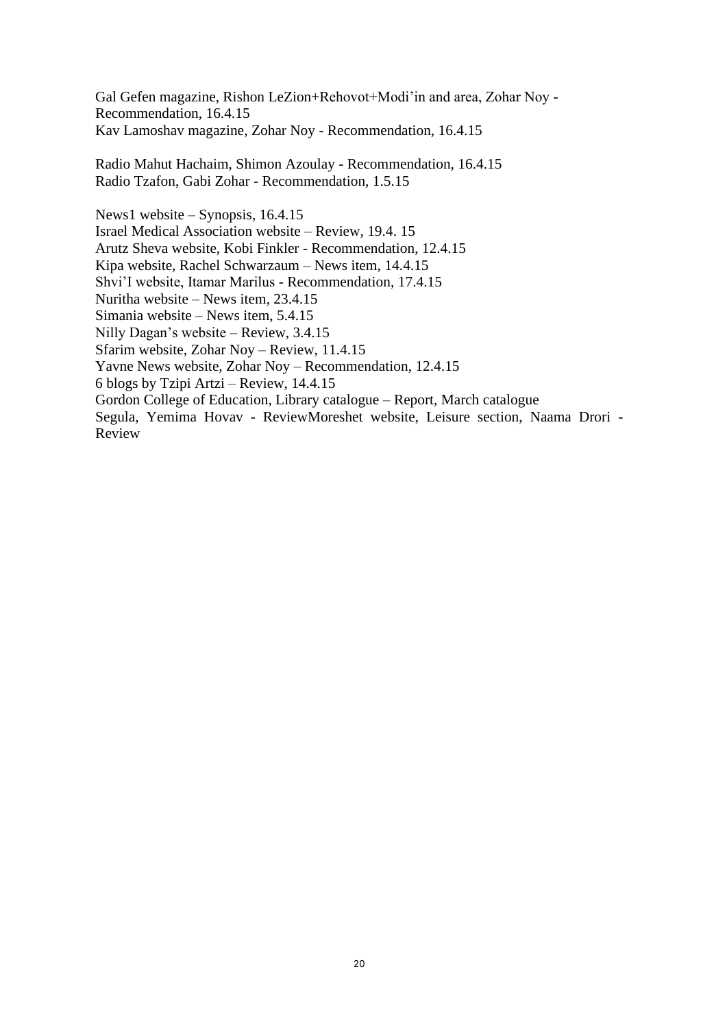Gal Gefen magazine, Rishon LeZion+Rehovot+Modi'in and area, Zohar Noy - Recommendation, 16.4.15
Kav Lamoshav magazine, Zohar Noy - Recommendation, 16.4.15

Radio Mahut Hachaim, Shimon Azoulay - Recommendation, 16.4.15
Radio Tzafon, Gabi Zohar - Recommendation, 1.5.15

News1 website – Synopsis, 16.4.15
Israel Medical Association website – Review, 19.4. 15
Arutz Sheva website, Kobi Finkler - Recommendation, 12.4.15
Kipa website, Rachel Schwarzaum – News item, 14.4.15
Shvi'I website, Itamar Marilus - Recommendation, 17.4.15
Nuritha website – News item, 23.4.15
Simania website – News item, 5.4.15
Nilly Dagan's website – Review, 3.4.15
Sfarim website, Zohar Noy – Review, 11.4.15
Yavne News website, Zohar Noy – Recommendation, 12.4.15
6 blogs by Tzipi Artzi – Review, 14.4.15
Gordon College of Education, Library catalogue – Report, March catalogue
Segula, Yemima Hovav - ReviewMoreshet website, Leisure section, Naama Drori - Review